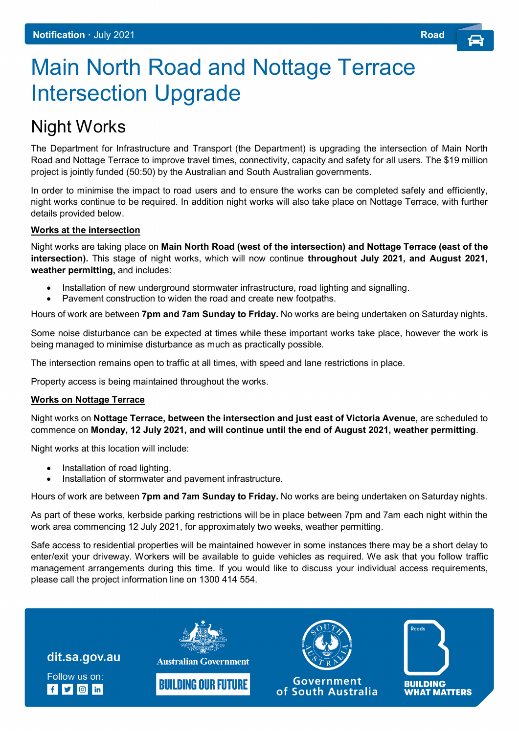**Notification** · July 2021 **Road**

# Main North Road and Nottage Terrace Intersection Upgrade

## Night Works

The Department for Infrastructure and Transport (the Department) is upgrading the intersection of Main North Road and Nottage Terrace to improve travel times, connectivity, capacity and safety for all users. The $19 million project is jointly funded (50:50) by the Australian and South Australian governments.

In order to minimise the impact to road users and to ensure the works can be completed safely and efficiently, night works continue to be required. In addition night works will also take place on Nottage Terrace, with further details provided below.

**Works at the intersection**

Night works are taking place on **Main North Road (west of the intersection) and Nottage Terrace (east of the intersection).** This stage of night works, which will now continue **throughout July 2021, and August 2021, weather permitting,** and includes:

- Installation of new underground stormwater infrastructure, road lighting and signalling.
- Pavement construction to widen the road and create new footpaths.

Hours of work are between **7pm and 7am Sunday to Friday.** No works are being undertaken on Saturday nights.

Some noise disturbance can be expected at times while these important works take place, however the work is being managed to minimise disturbance as much as practically possible.

The intersection remains open to traffic at all times, with speed and lane restrictions in place.

Property access is being maintained throughout the works.

**Works on Nottage Terrace**

Night works on **Nottage Terrace, between the intersection and just east of Victoria Avenue,** are scheduled to commence on **Monday, 12 July 2021, and will continue until the end of August 2021, weather permitting**.

Night works at this location will include:

- Installation of road lighting.
- Installation of stormwater and pavement infrastructure.

Hours of work are between **7pm and 7am Sunday to Friday.** No works are being undertaken on Saturday nights.

As part of these works, kerbside parking restrictions will be in place between 7pm and 7am each night within the work area commencing 12 July 2021, for approximately two weeks, weather permitting.

Safe access to residential properties will be maintained however in some instances there may be a short delay to enter/exit your driveway. Workers will be available to guide vehicles as required. We ask that you follow traffic management arrangements during this time. If you would like to discuss your individual access requirements, please call the project information line on 1300 414 554.

dit.sa.gov.au

Follow us on:

Australian Government

BUILDING OUR FUTURE

Government of South Australia

BUILDING WHAT MATTERS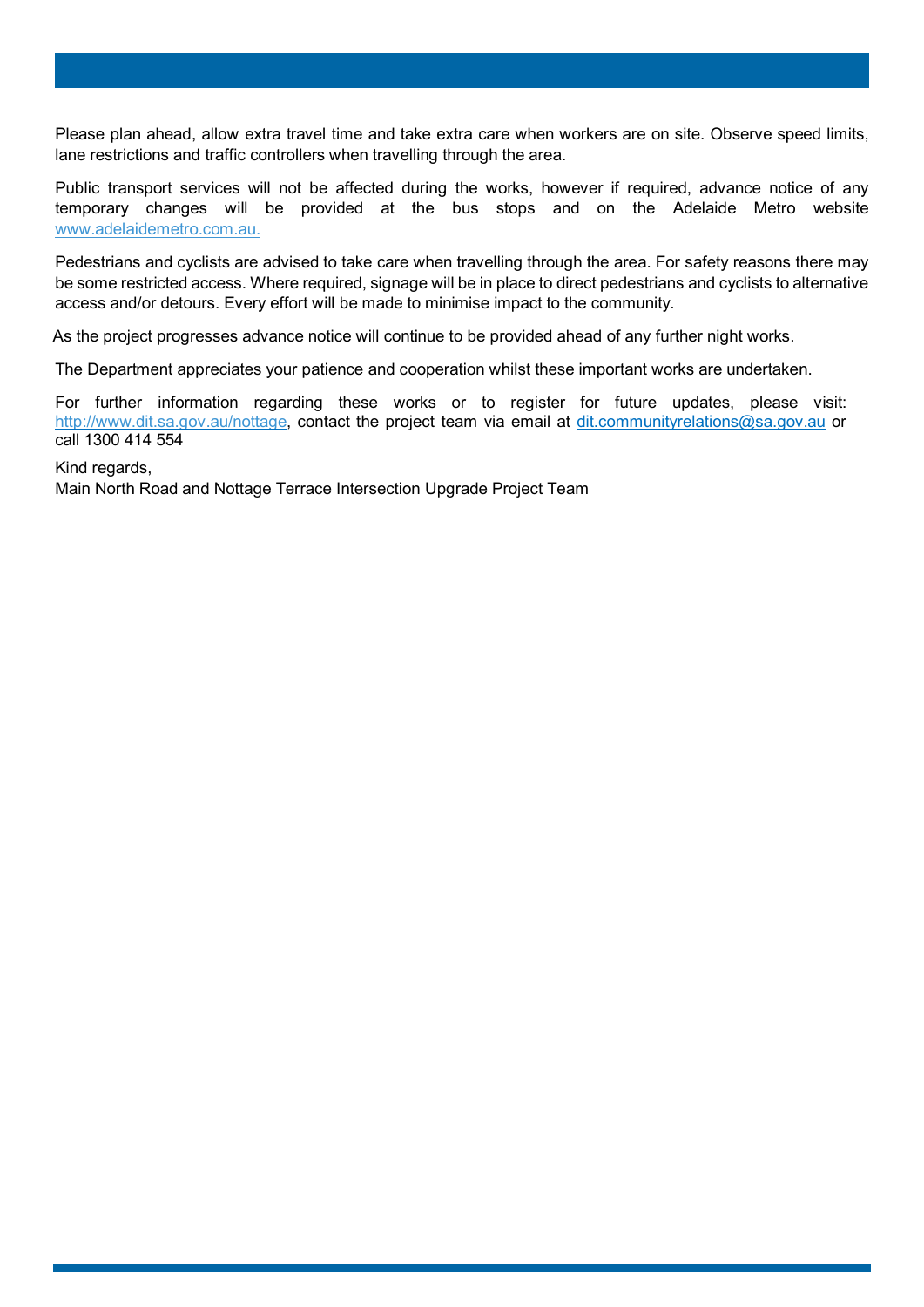Please plan ahead, allow extra travel time and take extra care when workers are on site. Observe speed limits, lane restrictions and traffic controllers when travelling through the area.

Public transport services will not be affected during the works, however if required, advance notice of any temporary changes will be provided at the bus stops and on the Adelaide Metro website www.adelaidemetro.com.au.

Pedestrians and cyclists are advised to take care when travelling through the area. For safety reasons there may be some restricted access. Where required, signage will be in place to direct pedestrians and cyclists to alternative access and/or detours. Every effort will be made to minimise impact to the community.

As the project progresses advance notice will continue to be provided ahead of any further night works.

The Department appreciates your patience and cooperation whilst these important works are undertaken.

For further information regarding these works or to register for future updates, please visit: http://www.dit.sa.gov.au/nottage, contact the project team via email at dit.communityrelations@sa.gov.au or call 1300 414 554

Kind regards,  
Main North Road and Nottage Terrace Intersection Upgrade Project Team